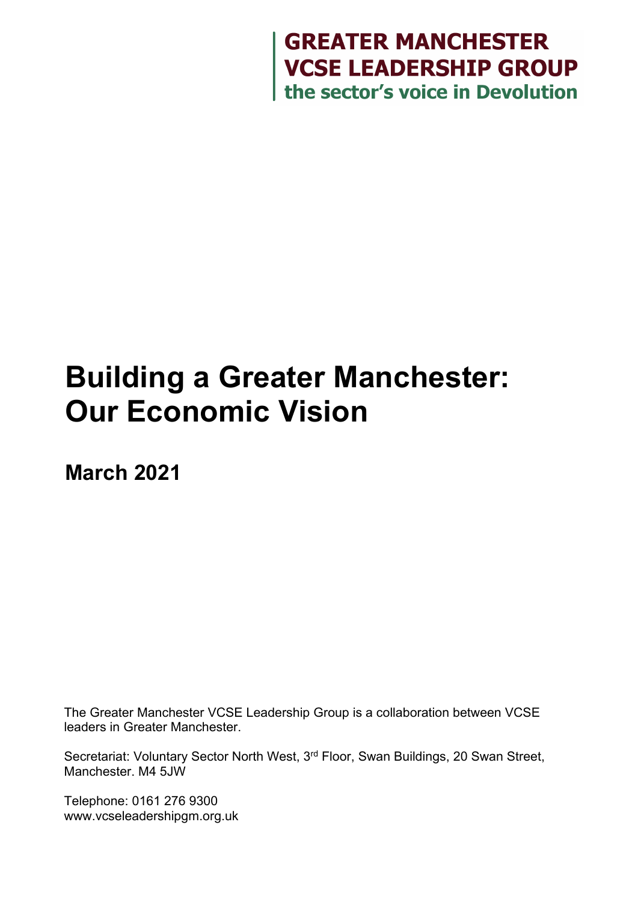**GREATER MANCHESTER**
**VCSE LEADERSHIP GROUP**
**the sector's voice in Devolution**

# Building a Greater Manchester: Our Economic Vision

## March 2021

The Greater Manchester VCSE Leadership Group is a collaboration between VCSE leaders in Greater Manchester.

Secretariat: Voluntary Sector North West, 3rd Floor, Swan Buildings, 20 Swan Street, Manchester. M4 5JW

Telephone: 0161 276 9300
www.vcseleadershipgm.org.uk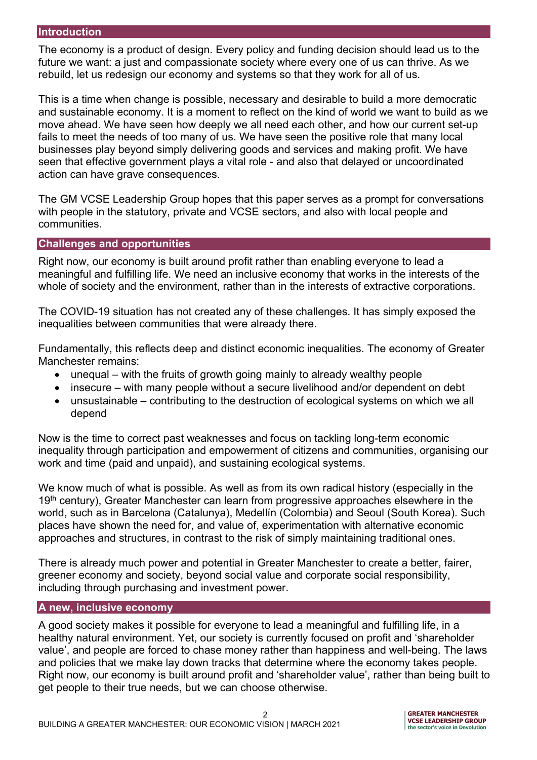## Introduction

The economy is a product of design. Every policy and funding decision should lead us to the future we want: a just and compassionate society where every one of us can thrive. As we rebuild, let us redesign our economy and systems so that they work for all of us.

This is a time when change is possible, necessary and desirable to build a more democratic and sustainable economy. It is a moment to reflect on the kind of world we want to build as we move ahead. We have seen how deeply we all need each other, and how our current set-up fails to meet the needs of too many of us. We have seen the positive role that many local businesses play beyond simply delivering goods and services and making profit. We have seen that effective government plays a vital role - and also that delayed or uncoordinated action can have grave consequences.

The GM VCSE Leadership Group hopes that this paper serves as a prompt for conversations with people in the statutory, private and VCSE sectors, and also with local people and communities.

## Challenges and opportunities

Right now, our economy is built around profit rather than enabling everyone to lead a meaningful and fulfilling life. We need an inclusive economy that works in the interests of the whole of society and the environment, rather than in the interests of extractive corporations.

The COVID-19 situation has not created any of these challenges. It has simply exposed the inequalities between communities that were already there.

Fundamentally, this reflects deep and distinct economic inequalities. The economy of Greater Manchester remains:

- unequal – with the fruits of growth going mainly to already wealthy people
- insecure – with many people without a secure livelihood and/or dependent on debt
- unsustainable – contributing to the destruction of ecological systems on which we all depend

Now is the time to correct past weaknesses and focus on tackling long-term economic inequality through participation and empowerment of citizens and communities, organising our work and time (paid and unpaid), and sustaining ecological systems.

We know much of what is possible. As well as from its own radical history (especially in the 19th century), Greater Manchester can learn from progressive approaches elsewhere in the world, such as in Barcelona (Catalunya), Medellín (Colombia) and Seoul (South Korea). Such places have shown the need for, and value of, experimentation with alternative economic approaches and structures, in contrast to the risk of simply maintaining traditional ones.

There is already much power and potential in Greater Manchester to create a better, fairer, greener economy and society, beyond social value and corporate social responsibility, including through purchasing and investment power.

## A new, inclusive economy

A good society makes it possible for everyone to lead a meaningful and fulfilling life, in a healthy natural environment. Yet, our society is currently focused on profit and 'shareholder value', and people are forced to chase money rather than happiness and well-being. The laws and policies that we make lay down tracks that determine where the economy takes people. Right now, our economy is built around profit and 'shareholder value', rather than being built to get people to their true needs, but we can choose otherwise.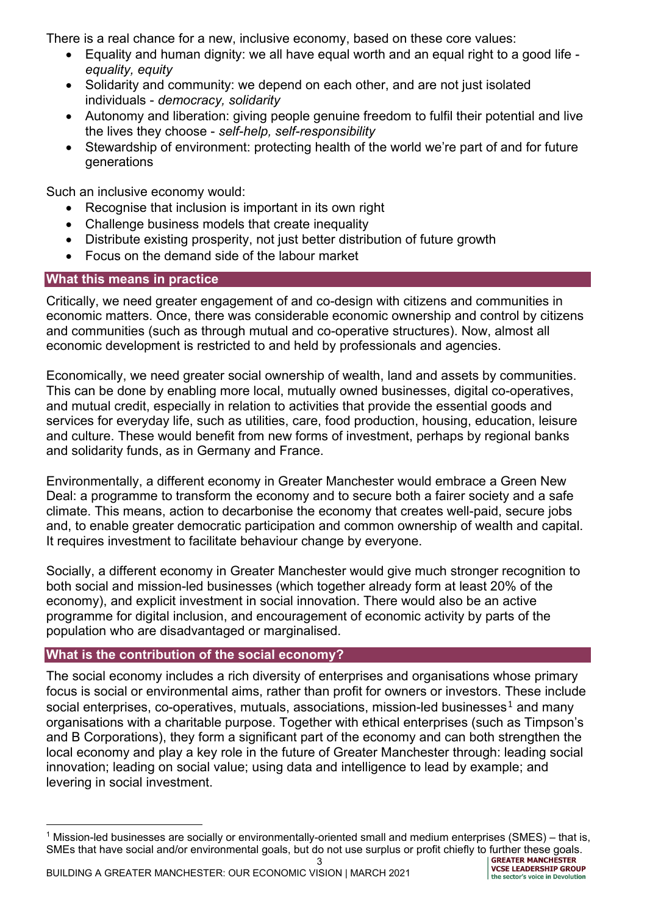There is a real chance for a new, inclusive economy, based on these core values:

- Equality and human dignity: we all have equal worth and an equal right to a good life - *equality, equity*
- Solidarity and community: we depend on each other, and are not just isolated individuals - *democracy, solidarity*
- Autonomy and liberation: giving people genuine freedom to fulfil their potential and live the lives they choose - *self-help, self-responsibility*
- Stewardship of environment: protecting health of the world we're part of and for future generations

Such an inclusive economy would:

- Recognise that inclusion is important in its own right
- Challenge business models that create inequality
- Distribute existing prosperity, not just better distribution of future growth
- Focus on the demand side of the labour market

## What this means in practice

Critically, we need greater engagement of and co-design with citizens and communities in economic matters. Once, there was considerable economic ownership and control by citizens and communities (such as through mutual and co-operative structures). Now, almost all economic development is restricted to and held by professionals and agencies.

Economically, we need greater social ownership of wealth, land and assets by communities. This can be done by enabling more local, mutually owned businesses, digital co-operatives, and mutual credit, especially in relation to activities that provide the essential goods and services for everyday life, such as utilities, care, food production, housing, education, leisure and culture. These would benefit from new forms of investment, perhaps by regional banks and solidarity funds, as in Germany and France.

Environmentally, a different economy in Greater Manchester would embrace a Green New Deal: a programme to transform the economy and to secure both a fairer society and a safe climate. This means, action to decarbonise the economy that creates well-paid, secure jobs and, to enable greater democratic participation and common ownership of wealth and capital. It requires investment to facilitate behaviour change by everyone.

Socially, a different economy in Greater Manchester would give much stronger recognition to both social and mission-led businesses (which together already form at least 20% of the economy), and explicit investment in social innovation. There would also be an active programme for digital inclusion, and encouragement of economic activity by parts of the population who are disadvantaged or marginalised.

## What is the contribution of the social economy?

The social economy includes a rich diversity of enterprises and organisations whose primary focus is social or environmental aims, rather than profit for owners or investors. These include social enterprises, co-operatives, mutuals, associations, mission-led businesses[1] and many organisations with a charitable purpose. Together with ethical enterprises (such as Timpson's and B Corporations), they form a significant part of the economy and can both strengthen the local economy and play a key role in the future of Greater Manchester through: leading social innovation; leading on social value; using data and intelligence to lead by example; and levering in social investment.

[1] Mission-led businesses are socially or environmentally-oriented small and medium enterprises (SMES) – that is, SMEs that have social and/or environmental goals, but do not use surplus or profit chiefly to further these goals.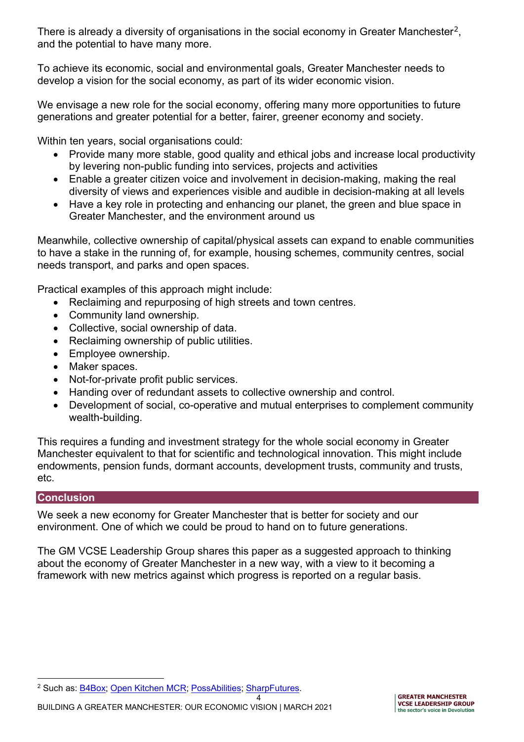There is already a diversity of organisations in the social economy in Greater Manchester[2], and the potential to have many more.

To achieve its economic, social and environmental goals, Greater Manchester needs to develop a vision for the social economy, as part of its wider economic vision.

We envisage a new role for the social economy, offering many more opportunities to future generations and greater potential for a better, fairer, greener economy and society.

Within ten years, social organisations could:

- Provide many more stable, good quality and ethical jobs and increase local productivity by levering non-public funding into services, projects and activities
- Enable a greater citizen voice and involvement in decision-making, making the real diversity of views and experiences visible and audible in decision-making at all levels
- Have a key role in protecting and enhancing our planet, the green and blue space in Greater Manchester, and the environment around us

Meanwhile, collective ownership of capital/physical assets can expand to enable communities to have a stake in the running of, for example, housing schemes, community centres, social needs transport, and parks and open spaces.

Practical examples of this approach might include:

- Reclaiming and repurposing of high streets and town centres.
- Community land ownership.
- Collective, social ownership of data.
- Reclaiming ownership of public utilities.
- Employee ownership.
- Maker spaces.
- Not-for-private profit public services.
- Handing over of redundant assets to collective ownership and control.
- Development of social, co-operative and mutual enterprises to complement community wealth-building.

This requires a funding and investment strategy for the whole social economy in Greater Manchester equivalent to that for scientific and technological innovation. This might include endowments, pension funds, dormant accounts, development trusts, community and trusts, etc.

## Conclusion

We seek a new economy for Greater Manchester that is better for society and our environment. One of which we could be proud to hand on to future generations.

The GM VCSE Leadership Group shares this paper as a suggested approach to thinking about the economy of Greater Manchester in a new way, with a view to it becoming a framework with new metrics against which progress is reported on a regular basis.

[2] Such as: B4Box; Open Kitchen MCR; PossAbilities; SharpFutures.